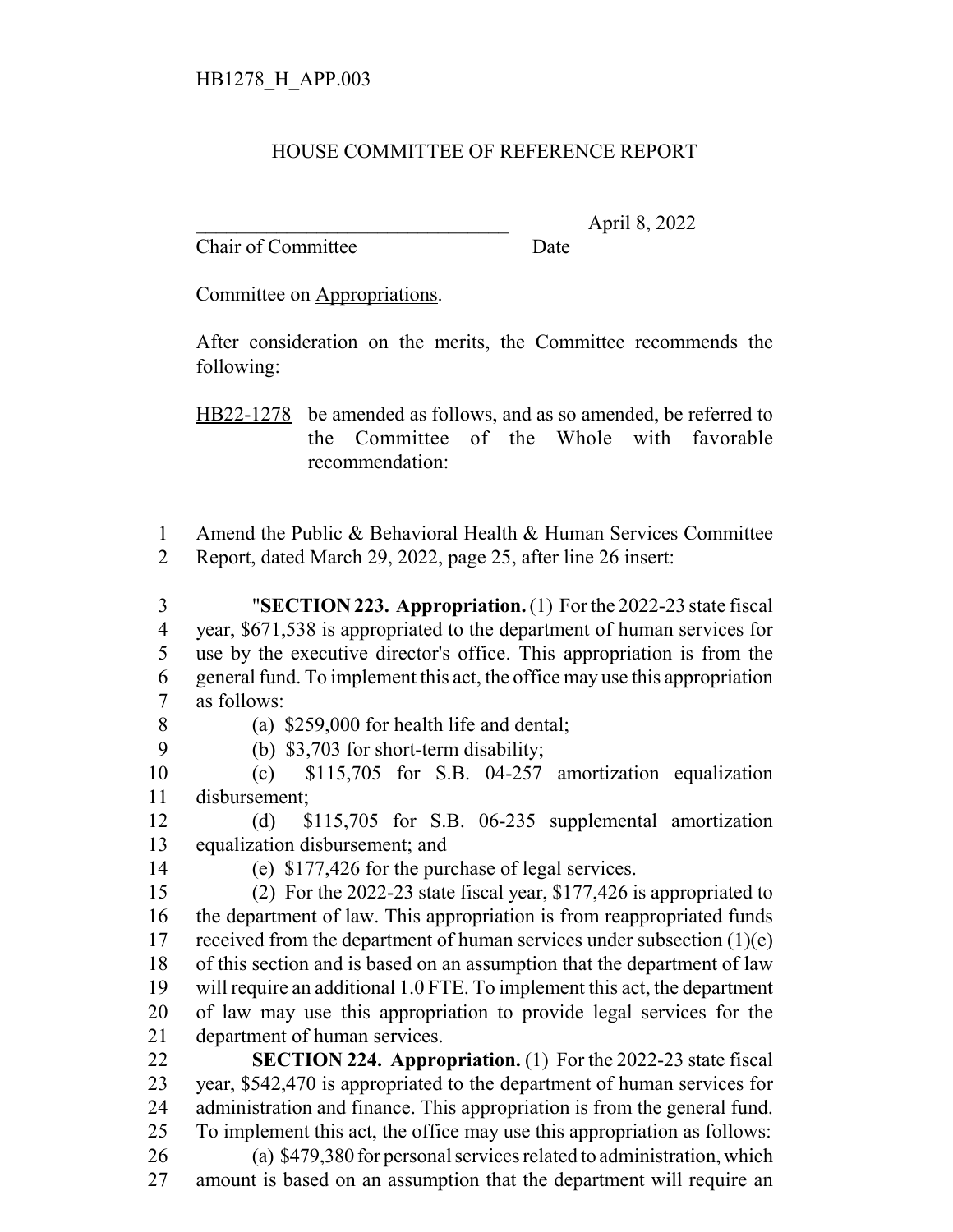HB1278_H_APP.003

HOUSE COMMITTEE OF REFERENCE REPORT

________________________________ April 8, 2022
Chair of Committee Date

Committee on Appropriations.

After consideration on the merits, the Committee recommends the following:

HB22-1278 be amended as follows, and as so amended, be referred to the Committee of the Whole with favorable recommendation:

1 Amend the Public & Behavioral Health & Human Services Committee
2 Report, dated March 29, 2022, page 25, after line 26 insert:

3 "**SECTION 223. Appropriation.** (1) For the 2022-23 state fiscal
4 year, $671,538 is appropriated to the department of human services for
5 use by the executive director's office. This appropriation is from the
6 general fund. To implement this act, the office may use this appropriation
7 as follows:
8 (a) $259,000 for health life and dental;
9 (b) $3,703 for short-term disability;
10 (c) $115,705 for S.B. 04-257 amortization equalization
11 disbursement;
12 (d) $115,705 for S.B. 06-235 supplemental amortization
13 equalization disbursement; and
14 (e) $177,426 for the purchase of legal services.
15 (2) For the 2022-23 state fiscal year, $177,426 is appropriated to
16 the department of law. This appropriation is from reappropriated funds
17 received from the department of human services under subsection (1)(e)
18 of this section and is based on an assumption that the department of law
19 will require an additional 1.0 FTE. To implement this act, the department
20 of law may use this appropriation to provide legal services for the
21 department of human services.
22 **SECTION 224. Appropriation.** (1) For the 2022-23 state fiscal
23 year, $542,470 is appropriated to the department of human services for
24 administration and finance. This appropriation is from the general fund.
25 To implement this act, the office may use this appropriation as follows:
26 (a) $479,380 for personal services related to administration, which
27 amount is based on an assumption that the department will require an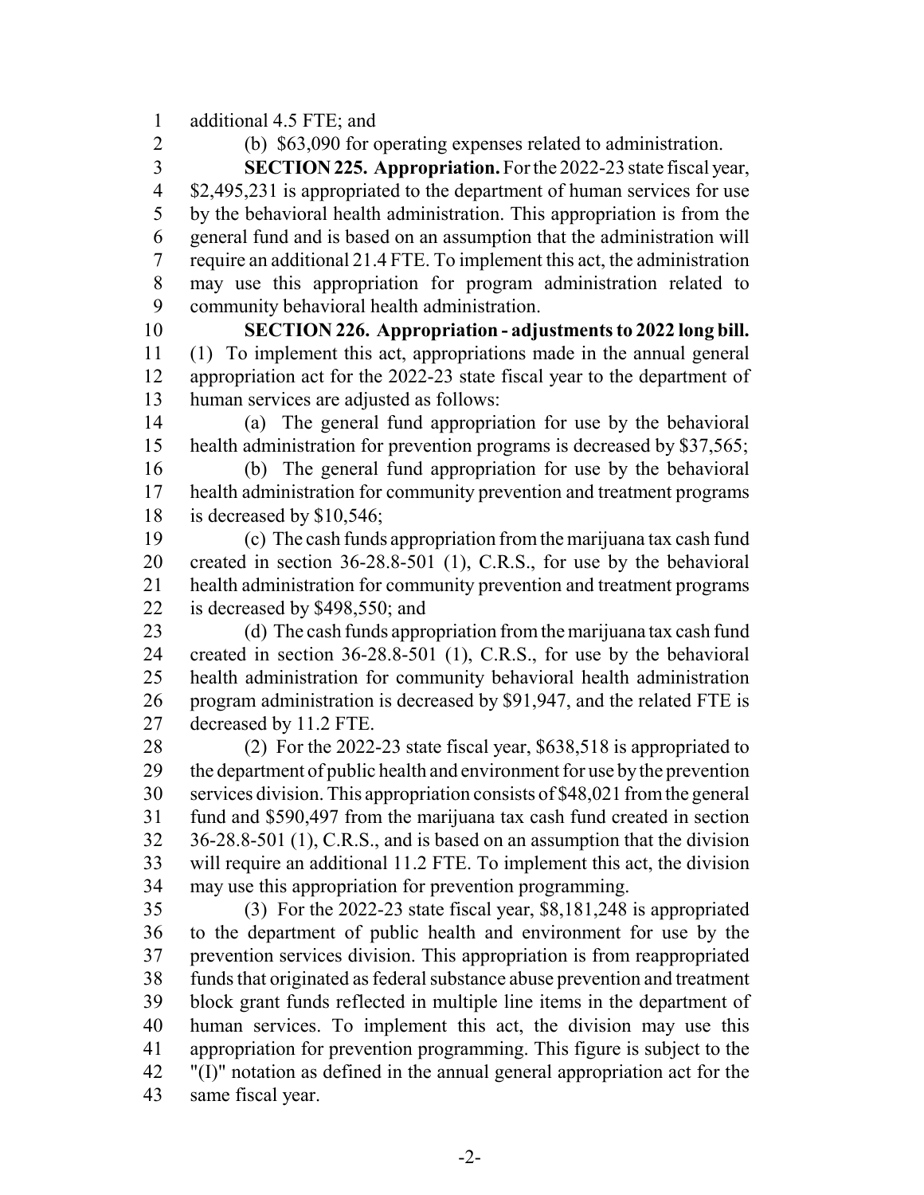additional 4.5 FTE; and

(b) $63,090 for operating expenses related to administration.

**SECTION 225. Appropriation.** For the 2022-23 state fiscal year, $2,495,231 is appropriated to the department of human services for use by the behavioral health administration. This appropriation is from the general fund and is based on an assumption that the administration will require an additional 21.4 FTE. To implement this act, the administration may use this appropriation for program administration related to community behavioral health administration.

**SECTION 226. Appropriation - adjustments to 2022 long bill.** (1) To implement this act, appropriations made in the annual general appropriation act for the 2022-23 state fiscal year to the department of human services are adjusted as follows:

(a) The general fund appropriation for use by the behavioral health administration for prevention programs is decreased by $37,565;

(b) The general fund appropriation for use by the behavioral health administration for community prevention and treatment programs is decreased by $10,546;

(c) The cash funds appropriation from the marijuana tax cash fund created in section 36-28.8-501 (1), C.R.S., for use by the behavioral health administration for community prevention and treatment programs is decreased by $498,550; and

(d) The cash funds appropriation from the marijuana tax cash fund created in section 36-28.8-501 (1), C.R.S., for use by the behavioral health administration for community behavioral health administration program administration is decreased by $91,947, and the related FTE is decreased by 11.2 FTE.

(2) For the 2022-23 state fiscal year, $638,518 is appropriated to the department of public health and environment for use by the prevention services division. This appropriation consists of $48,021 from the general fund and $590,497 from the marijuana tax cash fund created in section 36-28.8-501 (1), C.R.S., and is based on an assumption that the division will require an additional 11.2 FTE. To implement this act, the division may use this appropriation for prevention programming.

(3) For the 2022-23 state fiscal year, $8,181,248 is appropriated to the department of public health and environment for use by the prevention services division. This appropriation is from reappropriated funds that originated as federal substance abuse prevention and treatment block grant funds reflected in multiple line items in the department of human services. To implement this act, the division may use this appropriation for prevention programming. This figure is subject to the "(I)" notation as defined in the annual general appropriation act for the same fiscal year.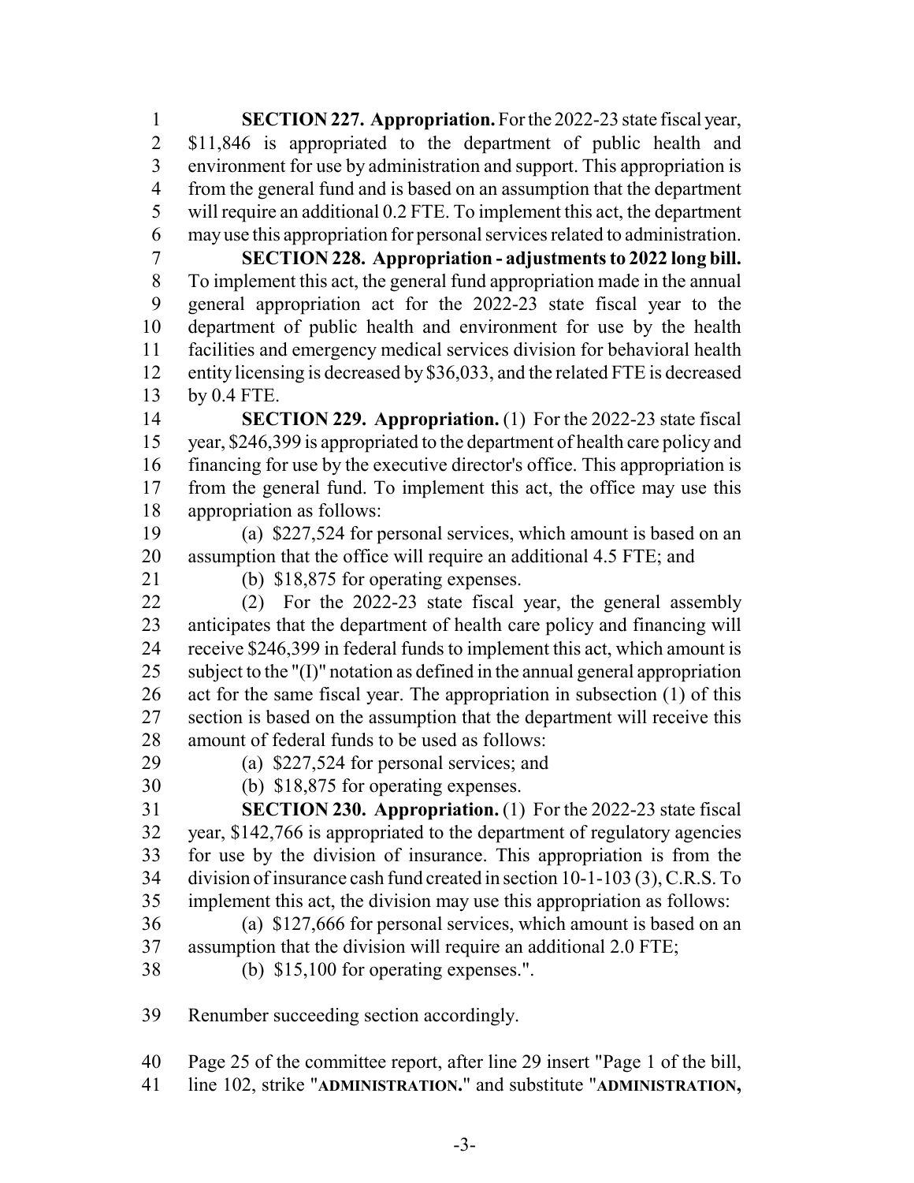**SECTION 227. Appropriation.** For the 2022-23 state fiscal year, \$11,846 is appropriated to the department of public health and environment for use by administration and support. This appropriation is from the general fund and is based on an assumption that the department will require an additional 0.2 FTE. To implement this act, the department may use this appropriation for personal services related to administration.

**SECTION 228. Appropriation - adjustments to 2022 long bill.** To implement this act, the general fund appropriation made in the annual general appropriation act for the 2022-23 state fiscal year to the department of public health and environment for use by the health facilities and emergency medical services division for behavioral health entity licensing is decreased by \$36,033, and the related FTE is decreased by 0.4 FTE.

**SECTION 229. Appropriation.** (1) For the 2022-23 state fiscal year, \$246,399 is appropriated to the department of health care policy and financing for use by the executive director's office. This appropriation is from the general fund. To implement this act, the office may use this appropriation as follows:

(a) \$227,524 for personal services, which amount is based on an assumption that the office will require an additional 4.5 FTE; and

(b) \$18,875 for operating expenses.

(2) For the 2022-23 state fiscal year, the general assembly anticipates that the department of health care policy and financing will receive \$246,399 in federal funds to implement this act, which amount is subject to the "(I)" notation as defined in the annual general appropriation act for the same fiscal year. The appropriation in subsection (1) of this section is based on the assumption that the department will receive this amount of federal funds to be used as follows:

(a) \$227,524 for personal services; and

(b) \$18,875 for operating expenses.

**SECTION 230. Appropriation.** (1) For the 2022-23 state fiscal year, \$142,766 is appropriated to the department of regulatory agencies for use by the division of insurance. This appropriation is from the division of insurance cash fund created in section 10-1-103 (3), C.R.S. To implement this act, the division may use this appropriation as follows:

(a) \$127,666 for personal services, which amount is based on an assumption that the division will require an additional 2.0 FTE;

(b) \$15,100 for operating expenses.".

Renumber succeeding section accordingly.

Page 25 of the committee report, after line 29 insert "Page 1 of the bill, line 102, strike "**ADMINISTRATION.**" and substitute "**ADMINISTRATION,**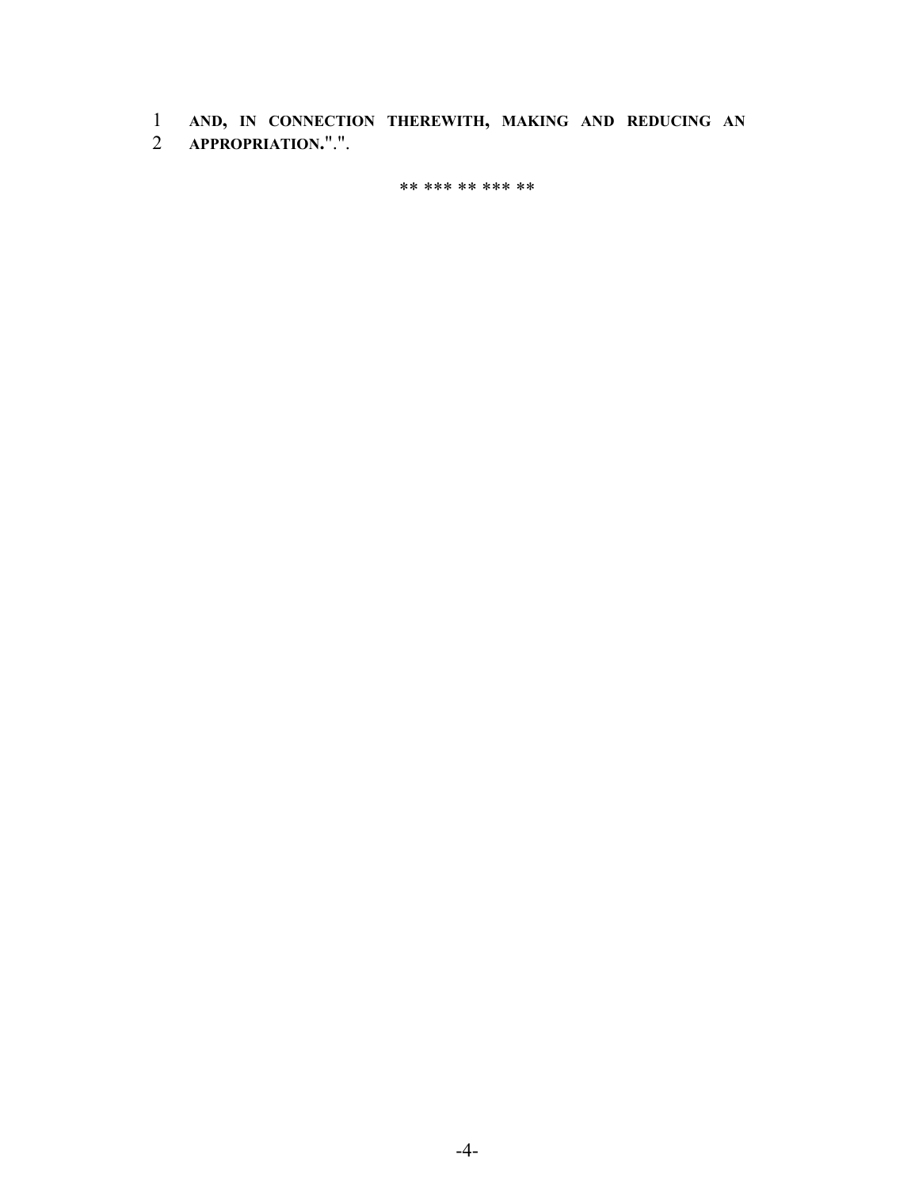1 **AND, IN CONNECTION THEREWITH, MAKING AND REDUCING AN**
2 **APPROPRIATION.**".".

** *** ** *** **